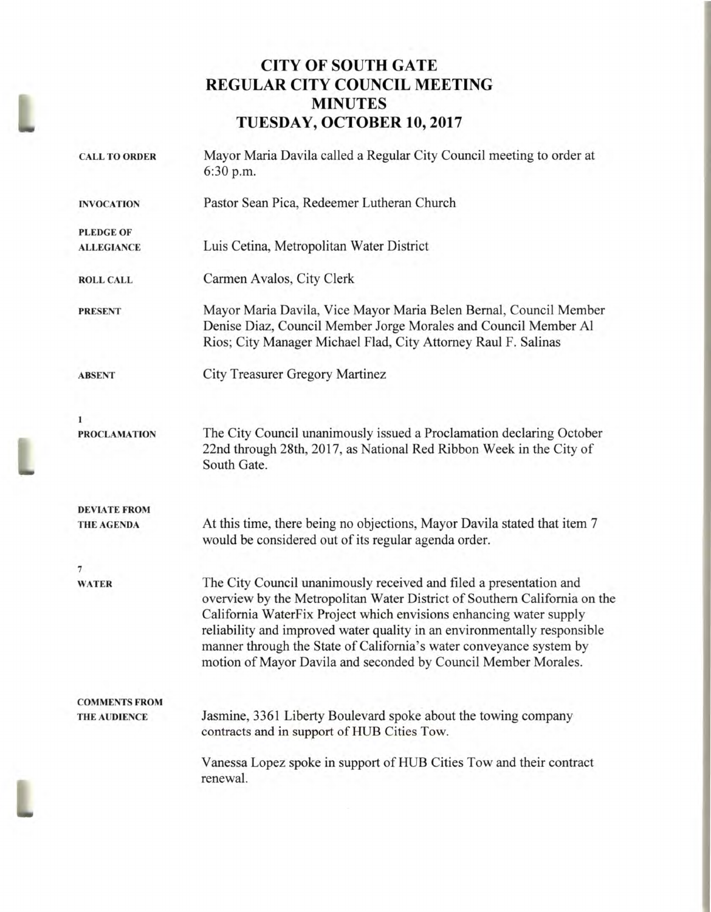# CITY OF SOUTH GATE
# REGULAR CITY COUNCIL MEETING
# MINUTES
# TUESDAY, OCTOBER 10, 2017

**CALL TO ORDER**

Mayor Maria Davila called a Regular City Council meeting to order at 6:30 p.m.

**INVOCATION**

Pastor Sean Pica, Redeemer Lutheran Church

**PLEDGE OF ALLEGIANCE**

Luis Cetina, Metropolitan Water District

**ROLL CALL**

Carmen Avalos, City Clerk

**PRESENT**

Mayor Maria Davila, Vice Mayor Maria Belen Bernal, Council Member Denise Diaz, Council Member Jorge Morales and Council Member Al Rios; City Manager Michael Flad, City Attorney Raul F. Salinas

**ABSENT**

City Treasurer Gregory Martinez

**1**
**PROCLAMATION**

The City Council unanimously issued a Proclamation declaring October 22nd through 28th, 2017, as National Red Ribbon Week in the City of South Gate.

**DEVIATE FROM THE AGENDA**

At this time, there being no objections, Mayor Davila stated that item 7 would be considered out of its regular agenda order.

**7**
**WATER**

The City Council unanimously received and filed a presentation and overview by the Metropolitan Water District of Southern California on the California WaterFix Project which envisions enhancing water supply reliability and improved water quality in an environmentally responsible manner through the State of California's water conveyance system by motion of Mayor Davila and seconded by Council Member Morales.

**COMMENTS FROM THE AUDIENCE**

Jasmine, 3361 Liberty Boulevard spoke about the towing company contracts and in support of HUB Cities Tow.

Vanessa Lopez spoke in support of HUB Cities Tow and their contract renewal.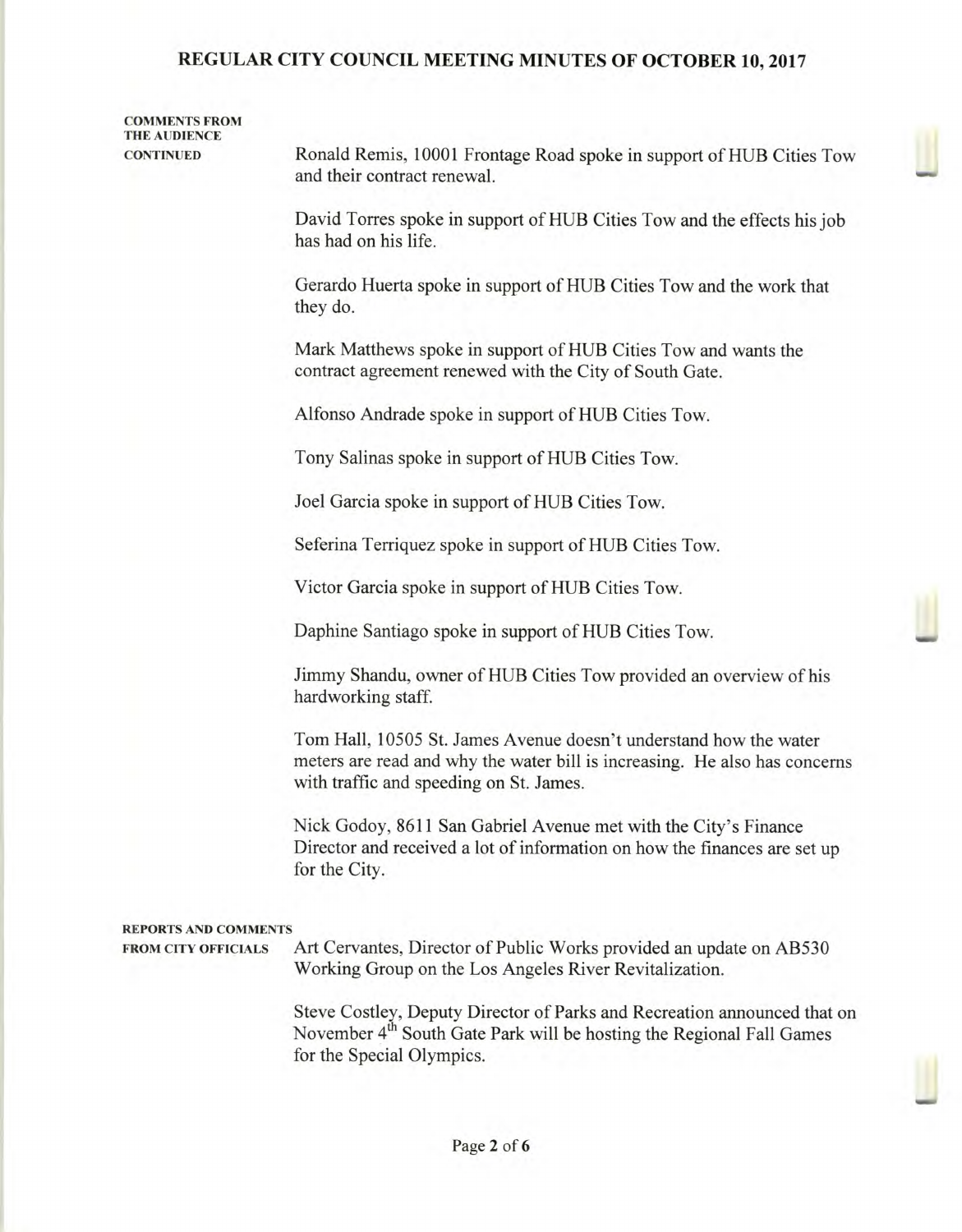**COMMENTS FROM THE AUDIENCE CONTINUED**

Ronald Remis, 10001 Frontage Road spoke in support of HUB Cities Tow and their contract renewal.

David Torres spoke in support of HUB Cities Tow and the effects his job has had on his life.

Gerardo Huerta spoke in support of HUB Cities Tow and the work that they do.

Mark Matthews spoke in support of HUB Cities Tow and wants the contract agreement renewed with the City of South Gate.

Alfonso Andrade spoke in support of HUB Cities Tow.

Tony Salinas spoke in support of HUB Cities Tow.

Joel Garcia spoke in support of HUB Cities Tow.

Seferina Terriquez spoke in support of HUB Cities Tow.

Victor Garcia spoke in support of HUB Cities Tow.

Daphine Santiago spoke in support of HUB Cities Tow.

Jimmy Shandu, owner of HUB Cities Tow provided an overview of his hardworking staff.

Tom Hall, 10505 St. James Avenue doesn't understand how the water meters are read and why the water bill is increasing. He also has concerns with traffic and speeding on St. James.

Nick Godoy, 8611 San Gabriel Avenue met with the City's Finance Director and received a lot of information on how the finances are set up for the City.

**REPORTS AND COMMENTS FROM CITY OFFICIALS**

Art Cervantes, Director of Public Works provided an update on AB530 Working Group on the Los Angeles River Revitalization.

Steve Costley, Deputy Director of Parks and Recreation announced that on November 4th South Gate Park will be hosting the Regional Fall Games for the Special Olympics.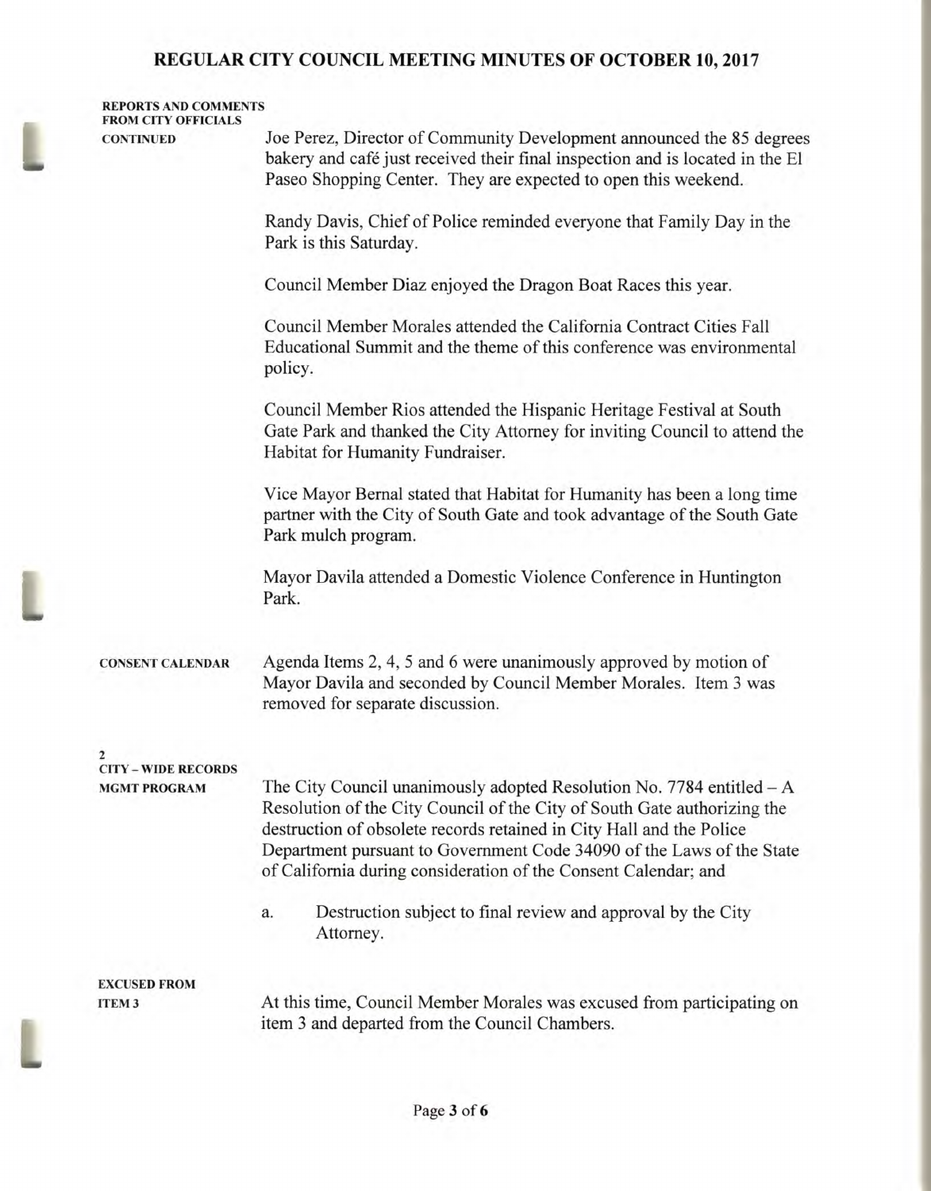**REPORTS AND COMMENTS FROM CITY OFFICIALS CONTINUED**

Joe Perez, Director of Community Development announced the 85 degrees bakery and café just received their final inspection and is located in the El Paseo Shopping Center. They are expected to open this weekend.

Randy Davis, Chief of Police reminded everyone that Family Day in the Park is this Saturday.

Council Member Diaz enjoyed the Dragon Boat Races this year.

Council Member Morales attended the California Contract Cities Fall Educational Summit and the theme of this conference was environmental policy.

Council Member Rios attended the Hispanic Heritage Festival at South Gate Park and thanked the City Attorney for inviting Council to attend the Habitat for Humanity Fundraiser.

Vice Mayor Bernal stated that Habitat for Humanity has been a long time partner with the City of South Gate and took advantage of the South Gate Park mulch program.

Mayor Davila attended a Domestic Violence Conference in Huntington Park.

**CONSENT CALENDAR**

Agenda Items 2, 4, 5 and 6 were unanimously approved by motion of Mayor Davila and seconded by Council Member Morales. Item 3 was removed for separate discussion.

**2**
**CITY – WIDE RECORDS MGMT PROGRAM**

The City Council unanimously adopted Resolution No. 7784 entitled – A Resolution of the City Council of the City of South Gate authorizing the destruction of obsolete records retained in City Hall and the Police Department pursuant to Government Code 34090 of the Laws of the State of California during consideration of the Consent Calendar; and

a. Destruction subject to final review and approval by the City Attorney.

**EXCUSED FROM ITEM 3**

At this time, Council Member Morales was excused from participating on item 3 and departed from the Council Chambers.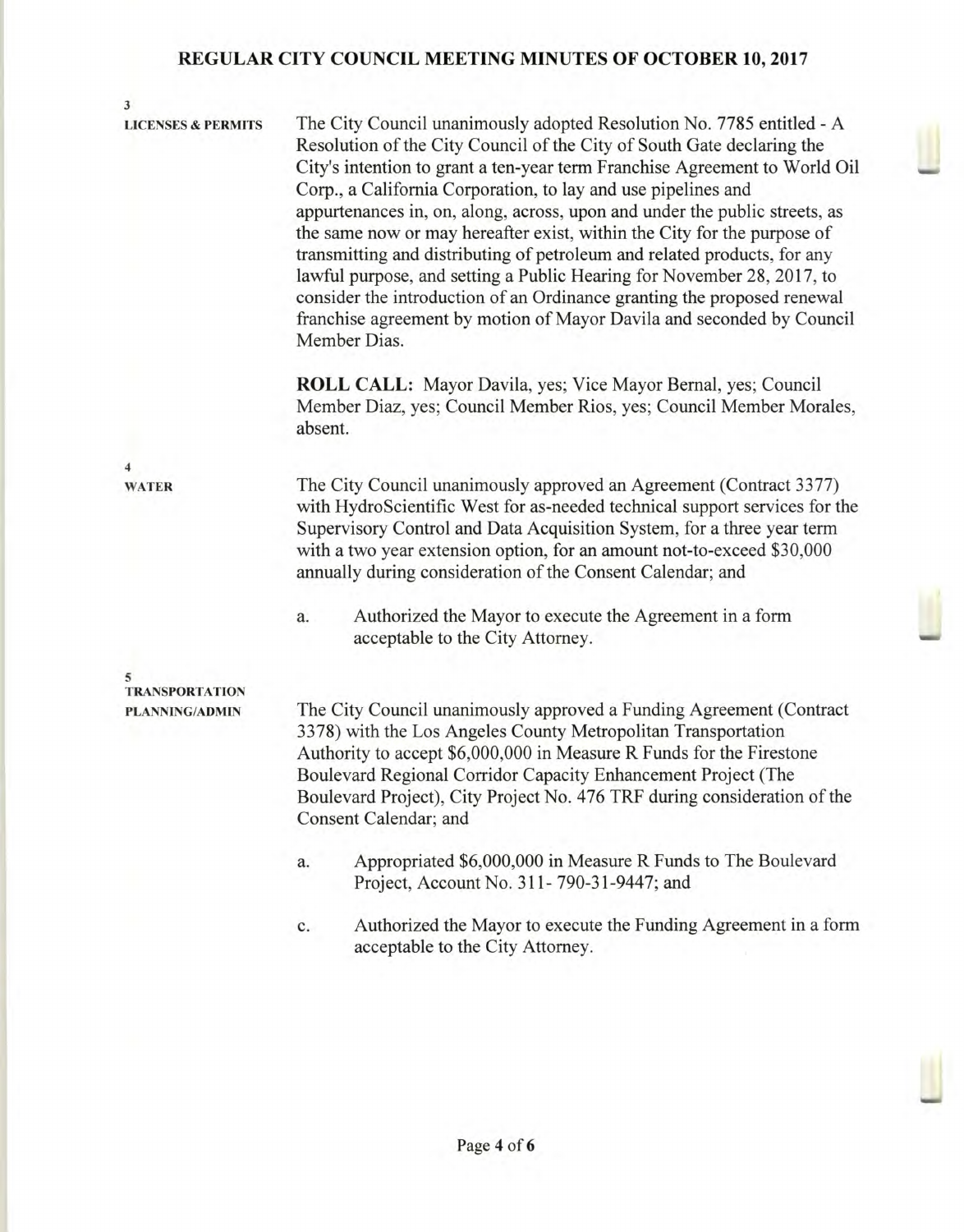**3**
**LICENSES & PERMITS**

The City Council unanimously adopted Resolution No. 7785 entitled - A Resolution of the City Council of the City of South Gate declaring the City's intention to grant a ten-year term Franchise Agreement to World Oil Corp., a California Corporation, to lay and use pipelines and appurtenances in, on, along, across, upon and under the public streets, as the same now or may hereafter exist, within the City for the purpose of transmitting and distributing of petroleum and related products, for any lawful purpose, and setting a Public Hearing for November 28, 2017, to consider the introduction of an Ordinance granting the proposed renewal franchise agreement by motion of Mayor Davila and seconded by Council Member Dias.

**ROLL CALL:** Mayor Davila, yes; Vice Mayor Bernal, yes; Council Member Diaz, yes; Council Member Rios, yes; Council Member Morales, absent.

**4**
**WATER**

The City Council unanimously approved an Agreement (Contract 3377) with HydroScientific West for as-needed technical support services for the Supervisory Control and Data Acquisition System, for a three year term with a two year extension option, for an amount not-to-exceed $30,000 annually during consideration of the Consent Calendar; and

a. Authorized the Mayor to execute the Agreement in a form acceptable to the City Attorney.

**5**
**TRANSPORTATION PLANNING/ADMIN**

The City Council unanimously approved a Funding Agreement (Contract 3378) with the Los Angeles County Metropolitan Transportation Authority to accept $6,000,000 in Measure R Funds for the Firestone Boulevard Regional Corridor Capacity Enhancement Project (The Boulevard Project), City Project No. 476 TRF during consideration of the Consent Calendar; and

a. Appropriated $6,000,000 in Measure R Funds to The Boulevard Project, Account No. 311- 790-31-9447; and

c. Authorized the Mayor to execute the Funding Agreement in a form acceptable to the City Attorney.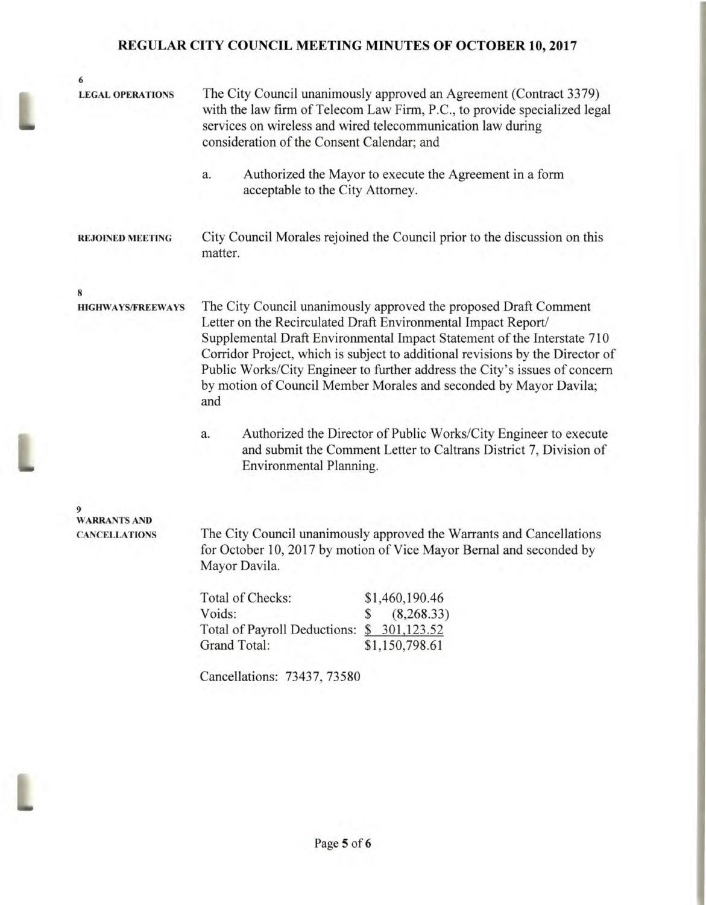# REGULAR CITY COUNCIL MEETING MINUTES OF OCTOBER 10, 2017

**6**
**LEGAL OPERATIONS**

The City Council unanimously approved an Agreement (Contract 3379) with the law firm of Telecom Law Firm, P.C., to provide specialized legal services on wireless and wired telecommunication law during consideration of the Consent Calendar; and

a. Authorized the Mayor to execute the Agreement in a form acceptable to the City Attorney.

**REJOINED MEETING**

City Council Morales rejoined the Council prior to the discussion on this matter.

**8**
**HIGHWAYS/FREEWAYS**

The City Council unanimously approved the proposed Draft Comment Letter on the Recirculated Draft Environmental Impact Report/ Supplemental Draft Environmental Impact Statement of the Interstate 710 Corridor Project, which is subject to additional revisions by the Director of Public Works/City Engineer to further address the City's issues of concern by motion of Council Member Morales and seconded by Mayor Davila; and

a. Authorized the Director of Public Works/City Engineer to execute and submit the Comment Letter to Caltrans District 7, Division of Environmental Planning.

**9**
**WARRANTS AND CANCELLATIONS**

The City Council unanimously approved the Warrants and Cancellations for October 10, 2017 by motion of Vice Mayor Bernal and seconded by Mayor Davila.

| | |
|---|---|
| Total of Checks: | $1,460,190.46 |
| Voids: | $ (8,268.33) |
| Total of Payroll Deductions: | $ 301,123.52 |
| Grand Total: | $1,150,798.61 |

Cancellations: 73437, 73580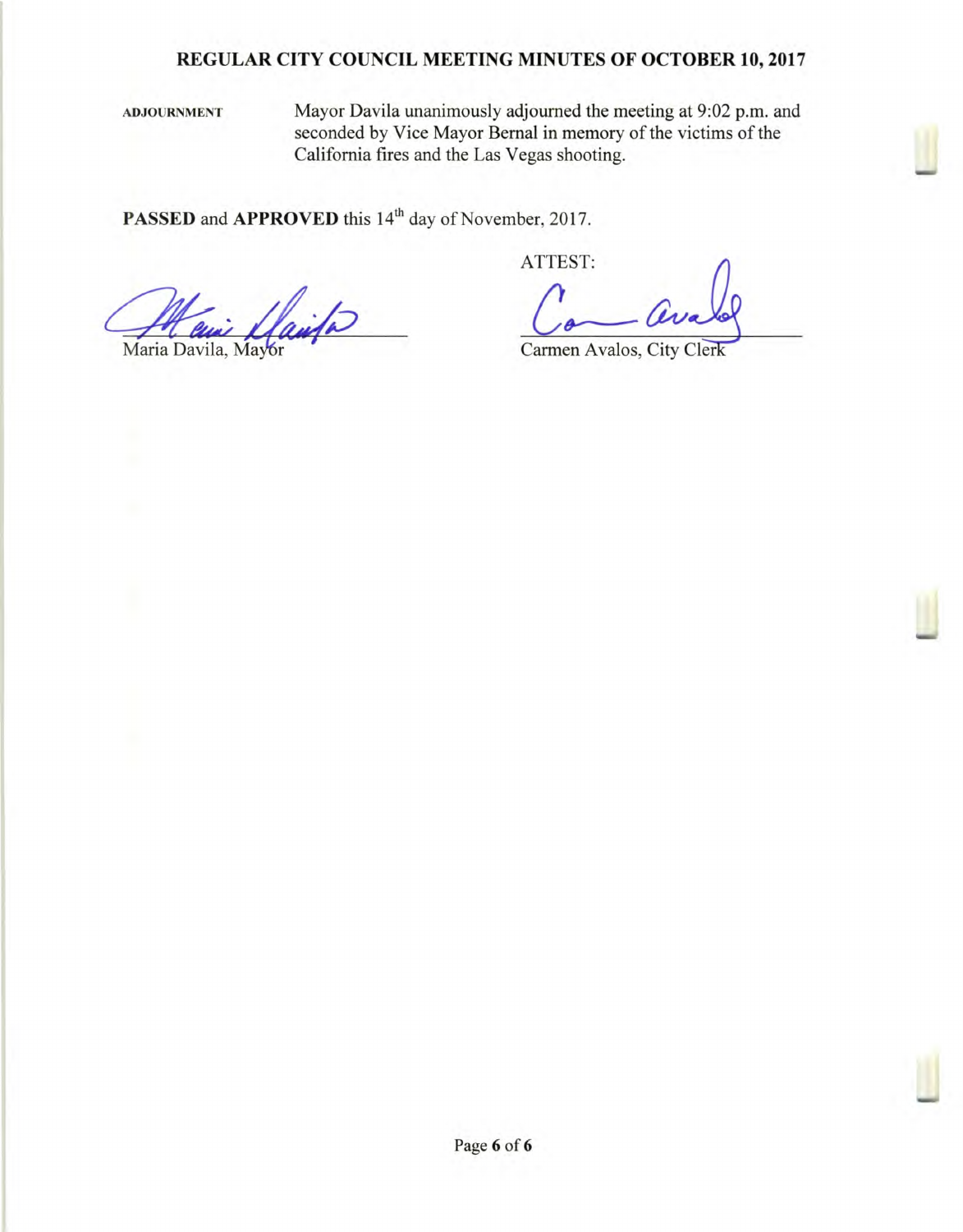## REGULAR CITY COUNCIL MEETING MINUTES OF OCTOBER 10, 2017

**ADJOURNMENT** Mayor Davila unanimously adjourned the meeting at 9:02 p.m. and seconded by Vice Mayor Bernal in memory of the victims of the California fires and the Las Vegas shooting.

**PASSED** and **APPROVED** this 14th day of November, 2017.

Maria Davila, Mayor

ATTEST:

Carmen Avalos, City Clerk